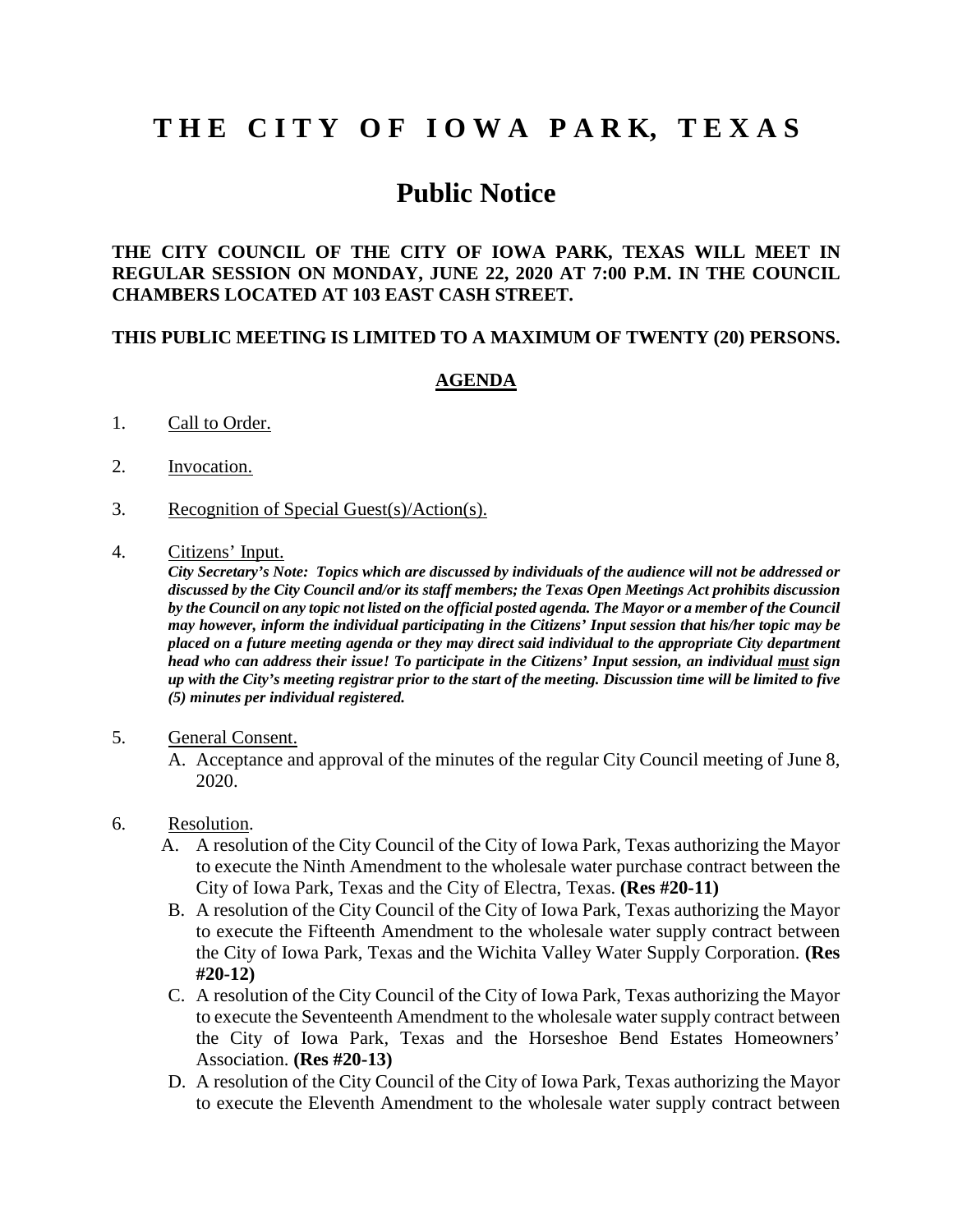# THE CITY OF IOWA PARK, TEXAS

## Public Notice

**THE CITY COUNCIL OF THE CITY OF IOWA PARK, TEXAS WILL MEET IN REGULAR SESSION ON MONDAY, JUNE 22, 2020 AT 7:00 P.M. IN THE COUNCIL CHAMBERS LOCATED AT 103 EAST CASH STREET.**

**THIS PUBLIC MEETING IS LIMITED TO A MAXIMUM OF TWENTY (20) PERSONS.**

**AGENDA**

1. Call to Order.

2. Invocation.

3. Recognition of Special Guest(s)/Action(s).

4. Citizens' Input.

   ***City Secretary's Note: Topics which are discussed by individuals of the audience will not be addressed or discussed by the City Council and/or its staff members; the Texas Open Meetings Act prohibits discussion by the Council on any topic not listed on the official posted agenda. The Mayor or a member of the Council may however, inform the individual participating in the Citizens' Input session that his/her topic may be placed on a future meeting agenda or they may direct said individual to the appropriate City department head who can address their issue! To participate in the Citizens' Input session, an individual must sign up with the City's meeting registrar prior to the start of the meeting. Discussion time will be limited to five (5) minutes per individual registered.***

5. General Consent.

   A. Acceptance and approval of the minutes of the regular City Council meeting of June 8, 2020.

6. Resolution.

   A. A resolution of the City Council of the City of Iowa Park, Texas authorizing the Mayor to execute the Ninth Amendment to the wholesale water purchase contract between the City of Iowa Park, Texas and the City of Electra, Texas. **(Res #20-11)**

   B. A resolution of the City Council of the City of Iowa Park, Texas authorizing the Mayor to execute the Fifteenth Amendment to the wholesale water supply contract between the City of Iowa Park, Texas and the Wichita Valley Water Supply Corporation. **(Res #20-12)**

   C. A resolution of the City Council of the City of Iowa Park, Texas authorizing the Mayor to execute the Seventeenth Amendment to the wholesale water supply contract between the City of Iowa Park, Texas and the Horseshoe Bend Estates Homeowners' Association. **(Res #20-13)**

   D. A resolution of the City Council of the City of Iowa Park, Texas authorizing the Mayor to execute the Eleventh Amendment to the wholesale water supply contract between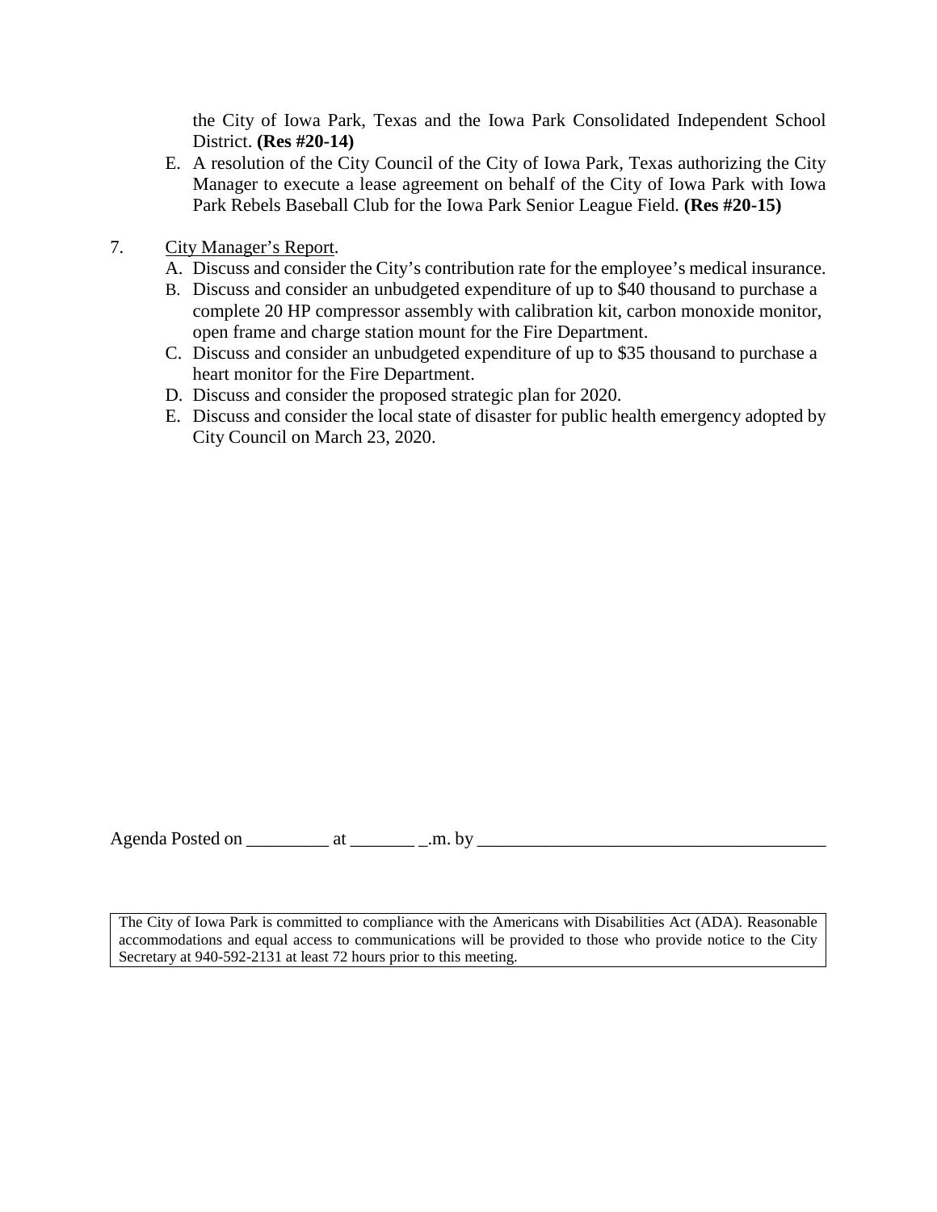the City of Iowa Park, Texas and the Iowa Park Consolidated Independent School District. **(Res #20-14)**

E. A resolution of the City Council of the City of Iowa Park, Texas authorizing the City Manager to execute a lease agreement on behalf of the City of Iowa Park with Iowa Park Rebels Baseball Club for the Iowa Park Senior League Field. **(Res #20-15)**

7. City Manager's Report.

   A. Discuss and consider the City's contribution rate for the employee's medical insurance.
   B. Discuss and consider an unbudgeted expenditure of up to $40 thousand to purchase a complete 20 HP compressor assembly with calibration kit, carbon monoxide monitor, open frame and charge station mount for the Fire Department.
   C. Discuss and consider an unbudgeted expenditure of up to $35 thousand to purchase a heart monitor for the Fire Department.
   D. Discuss and consider the proposed strategic plan for 2020.
   E. Discuss and consider the local state of disaster for public health emergency adopted by City Council on March 23, 2020.

Agenda Posted on _________ at _______ _.m. by ______________________________________

The City of Iowa Park is committed to compliance with the Americans with Disabilities Act (ADA). Reasonable accommodations and equal access to communications will be provided to those who provide notice to the City Secretary at 940-592-2131 at least 72 hours prior to this meeting.